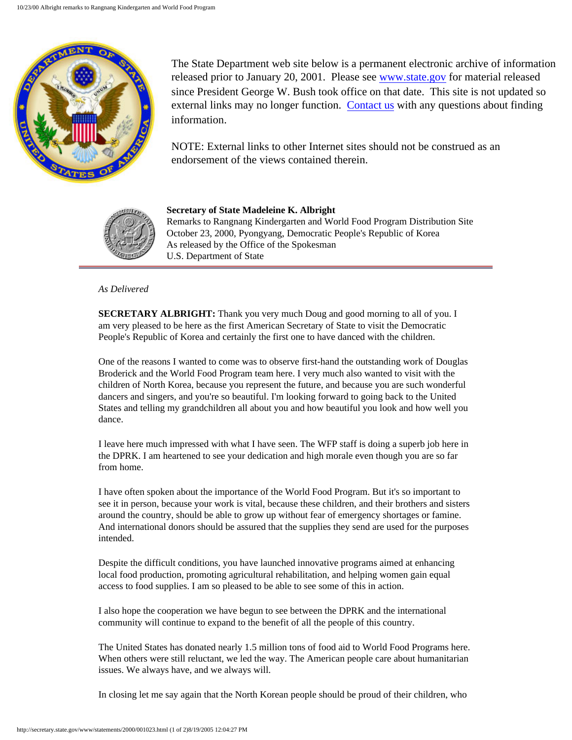The State Department web site below is a permanent electronic archive of information released prior to January 20, 2001. Please see www.state.gov for material released since President George W. Bush took office on that date. This site is not updated so external links may no longer function. Contact us with any questions about finding information.

NOTE: External links to other Internet sites should not be construed as an endorsement of the views contained therein.

**Secretary of State Madeleine K. Albright**
Remarks to Rangnang Kindergarten and World Food Program Distribution Site
October 23, 2000, Pyongyang, Democratic People's Republic of Korea
As released by the Office of the Spokesman
U.S. Department of State

---

*As Delivered*

**SECRETARY ALBRIGHT:** Thank you very much Doug and good morning to all of you. I am very pleased to be here as the first American Secretary of State to visit the Democratic People's Republic of Korea and certainly the first one to have danced with the children.

One of the reasons I wanted to come was to observe first-hand the outstanding work of Douglas Broderick and the World Food Program team here. I very much also wanted to visit with the children of North Korea, because you represent the future, and because you are such wonderful dancers and singers, and you're so beautiful. I'm looking forward to going back to the United States and telling my grandchildren all about you and how beautiful you look and how well you dance.

I leave here much impressed with what I have seen. The WFP staff is doing a superb job here in the DPRK. I am heartened to see your dedication and high morale even though you are so far from home.

I have often spoken about the importance of the World Food Program. But it's so important to see it in person, because your work is vital, because these children, and their brothers and sisters around the country, should be able to grow up without fear of emergency shortages or famine. And international donors should be assured that the supplies they send are used for the purposes intended.

Despite the difficult conditions, you have launched innovative programs aimed at enhancing local food production, promoting agricultural rehabilitation, and helping women gain equal access to food supplies. I am so pleased to be able to see some of this in action.

I also hope the cooperation we have begun to see between the DPRK and the international community will continue to expand to the benefit of all the people of this country.

The United States has donated nearly 1.5 million tons of food aid to World Food Programs here. When others were still reluctant, we led the way. The American people care about humanitarian issues. We always have, and we always will.

In closing let me say again that the North Korean people should be proud of their children, who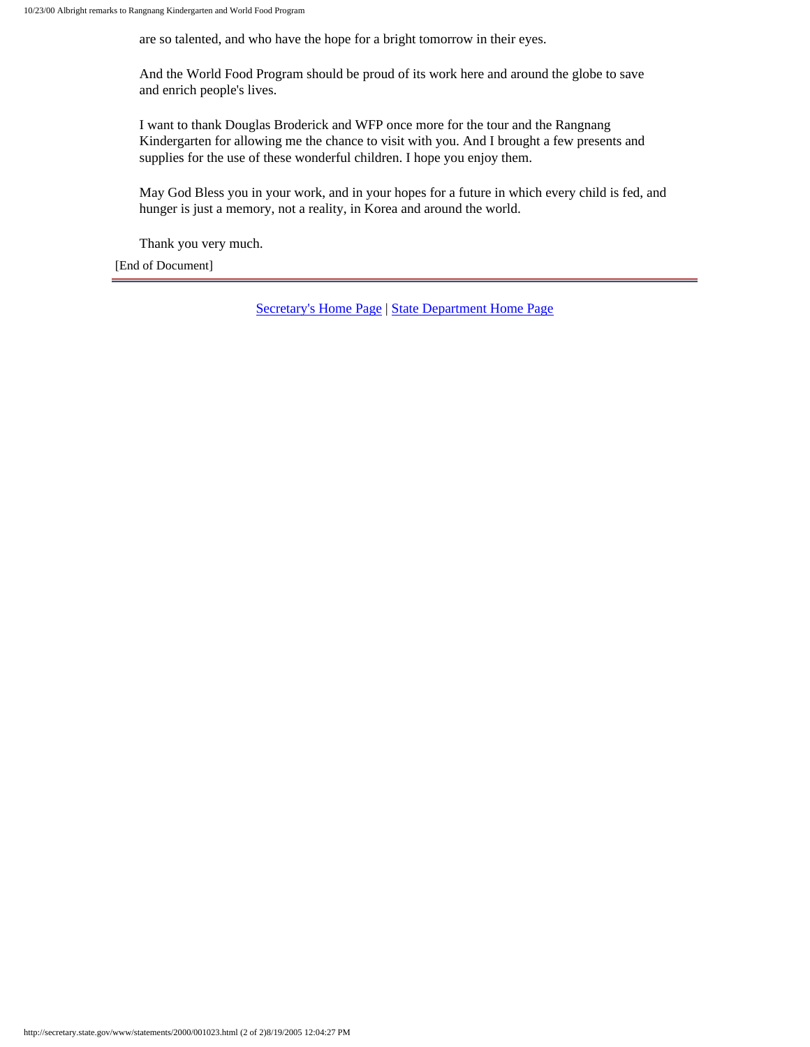are so talented, and who have the hope for a bright tomorrow in their eyes.

And the World Food Program should be proud of its work here and around the globe to save and enrich people's lives.

I want to thank Douglas Broderick and WFP once more for the tour and the Rangnang Kindergarten for allowing me the chance to visit with you. And I brought a few presents and supplies for the use of these wonderful children. I hope you enjoy them.

May God Bless you in your work, and in your hopes for a future in which every child is fed, and hunger is just a memory, not a reality, in Korea and around the world.

Thank you very much.

[End of Document]

---

Secretary's Home Page | State Department Home Page